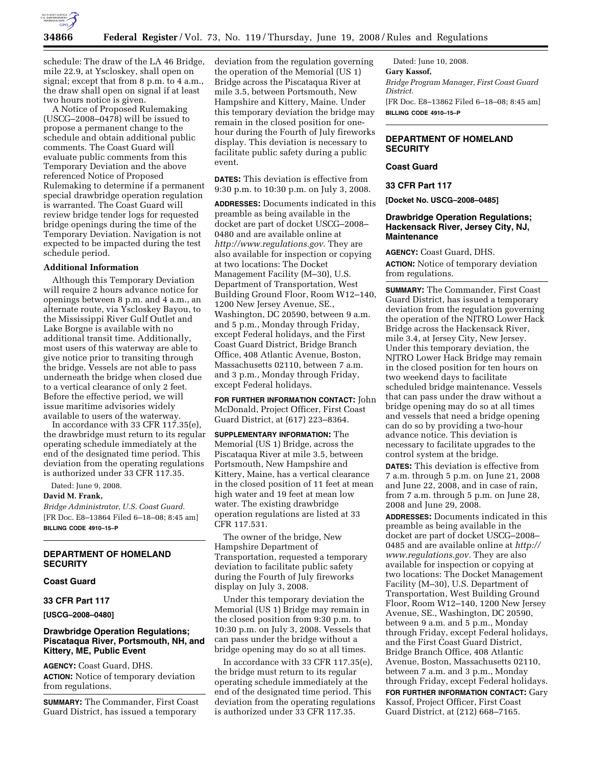schedule: The draw of the LA 46 Bridge, mile 22.9, at Yscloskey, shall open on signal; except that from 8 p.m. to 4 a.m., the draw shall open on signal if at least two hours notice is given.

A Notice of Proposed Rulemaking (USCG–2008–0478) will be issued to propose a permanent change to the schedule and obtain additional public comments. The Coast Guard will evaluate public comments from this Temporary Deviation and the above referenced Notice of Proposed Rulemaking to determine if a permanent special drawbridge operation regulation is warranted. The Coast Guard will review bridge tender logs for requested bridge openings during the time of the Temporary Deviation. Navigation is not expected to be impacted during the test schedule period.

**Additional Information**

Although this Temporary Deviation will require 2 hours advance notice for openings between 8 p.m. and 4 a.m., an alternate route, via Yscloskey Bayou, to the Mississippi River Gulf Outlet and Lake Borgne is available with no additional transit time. Additionally, most users of this waterway are able to give notice prior to transiting through the bridge. Vessels are not able to pass underneath the bridge when closed due to a vertical clearance of only 2 feet. Before the effective period, we will issue maritime advisories widely available to users of the waterway.

In accordance with 33 CFR 117.35(e), the drawbridge must return to its regular operating schedule immediately at the end of the designated time period. This deviation from the operating regulations is authorized under 33 CFR 117.35.

Dated: June 9, 2008.

**David M. Frank,**

*Bridge Administrator, U.S. Coast Guard.*

[FR Doc. E8–13864 Filed 6–18–08; 8:45 am]

**BILLING CODE 4910–15–P**

---

## DEPARTMENT OF HOMELAND SECURITY

### Coast Guard

### 33 CFR Part 117

**[USCG–2008–0480]**

### Drawbridge Operation Regulations; Piscataqua River, Portsmouth, NH, and Kittery, ME, Public Event

**AGENCY:** Coast Guard, DHS.

**ACTION:** Notice of temporary deviation from regulations.

**SUMMARY:** The Commander, First Coast Guard District, has issued a temporary deviation from the regulation governing the operation of the Memorial (US 1) Bridge across the Piscataqua River at mile 3.5, between Portsmouth, New Hampshire and Kittery, Maine. Under this temporary deviation the bridge may remain in the closed position for one-hour during the Fourth of July fireworks display. This deviation is necessary to facilitate public safety during a public event.

**DATES:** This deviation is effective from 9:30 p.m. to 10:30 p.m. on July 3, 2008.

**ADDRESSES:** Documents indicated in this preamble as being available in the docket are part of docket USCG–2008–0480 and are available online at *http://www.regulations.gov*. They are also available for inspection or copying at two locations: The Docket Management Facility (M–30), U.S. Department of Transportation, West Building Ground Floor, Room W12–140, 1200 New Jersey Avenue, SE., Washington, DC 20590, between 9 a.m. and 5 p.m., Monday through Friday, except Federal holidays, and the First Coast Guard District, Bridge Branch Office, 408 Atlantic Avenue, Boston, Massachusetts 02110, between 7 a.m. and 3 p.m., Monday through Friday, except Federal holidays.

**FOR FURTHER INFORMATION CONTACT:** John McDonald, Project Officer, First Coast Guard District, at (617) 223–8364.

**SUPPLEMENTARY INFORMATION:** The Memorial (US 1) Bridge, across the Piscataqua River at mile 3.5, between Portsmouth, New Hampshire and Kittery, Maine, has a vertical clearance in the closed position of 11 feet at mean high water and 19 feet at mean low water. The existing drawbridge operation regulations are listed at 33 CFR 117.531.

The owner of the bridge, New Hampshire Department of Transportation, requested a temporary deviation to facilitate public safety during the Fourth of July fireworks display on July 3, 2008.

Under this temporary deviation the Memorial (US 1) Bridge may remain in the closed position from 9:30 p.m. to 10:30 p.m. on July 3, 2008. Vessels that can pass under the bridge without a bridge opening may do so at all times.

In accordance with 33 CFR 117.35(e), the bridge must return to its regular operating schedule immediately at the end of the designated time period. This deviation from the operating regulations is authorized under 33 CFR 117.35.

Dated: June 10, 2008.

**Gary Kassof,**

*Bridge Program Manager, First Coast Guard District.*

[FR Doc. E8–13862 Filed 6–18–08; 8:45 am]

**BILLING CODE 4910–15–P**

---

## DEPARTMENT OF HOMELAND SECURITY

### Coast Guard

### 33 CFR Part 117

**[Docket No. USCG–2008–0485]**

### Drawbridge Operation Regulations; Hackensack River, Jersey City, NJ, Maintenance

**AGENCY:** Coast Guard, DHS.

**ACTION:** Notice of temporary deviation from regulations.

**SUMMARY:** The Commander, First Coast Guard District, has issued a temporary deviation from the regulation governing the operation of the NJTRO Lower Hack Bridge across the Hackensack River, mile 3.4, at Jersey City, New Jersey. Under this temporary deviation, the NJTRO Lower Hack Bridge may remain in the closed position for ten hours on two weekend days to facilitate scheduled bridge maintenance. Vessels that can pass under the draw without a bridge opening may do so at all times and vessels that need a bridge opening can do so by providing a two-hour advance notice. This deviation is necessary to facilitate upgrades to the control system at the bridge.

**DATES:** This deviation is effective from 7 a.m. through 5 p.m. on June 21, 2008 and June 22, 2008, and in case of rain, from 7 a.m. through 5 p.m. on June 28, 2008 and June 29, 2008.

**ADDRESSES:** Documents indicated in this preamble as being available in the docket are part of docket USCG–2008–0485 and are available online at *http://www.regulations.gov*. They are also available for inspection or copying at two locations: The Docket Management Facility (M–30), U.S. Department of Transportation, West Building Ground Floor, Room W12–140, 1200 New Jersey Avenue, SE., Washington, DC 20590, between 9 a.m. and 5 p.m., Monday through Friday, except Federal holidays, and the First Coast Guard District, Bridge Branch Office, 408 Atlantic Avenue, Boston, Massachusetts 02110, between 7 a.m. and 3 p.m., Monday through Friday, except Federal holidays.

**FOR FURTHER INFORMATION CONTACT:** Gary Kassof, Project Officer, First Coast Guard District, at (212) 668–7165.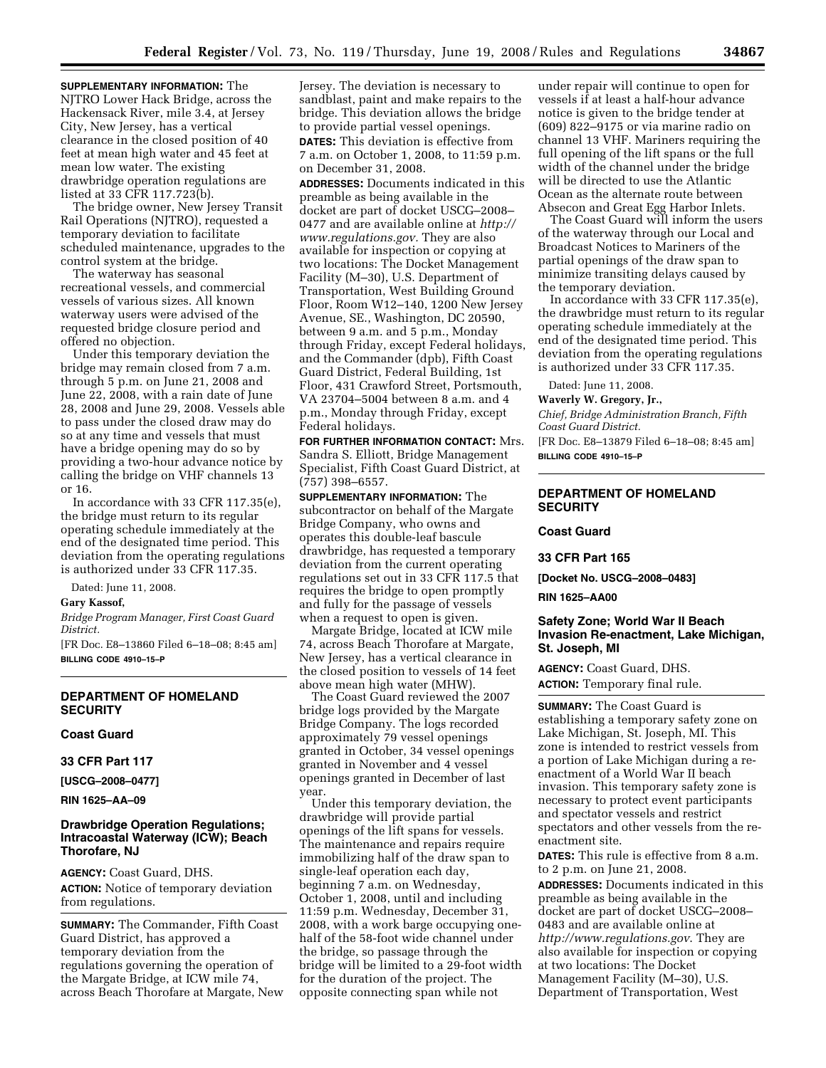**SUPPLEMENTARY INFORMATION:** The NJTRO Lower Hack Bridge, across the Hackensack River, mile 3.4, at Jersey City, New Jersey, has a vertical clearance in the closed position of 40 feet at mean high water and 45 feet at mean low water. The existing drawbridge operation regulations are listed at 33 CFR 117.723(b).

The bridge owner, New Jersey Transit Rail Operations (NJTRO), requested a temporary deviation to facilitate scheduled maintenance, upgrades to the control system at the bridge.

The waterway has seasonal recreational vessels, and commercial vessels of various sizes. All known waterway users were advised of the requested bridge closure period and offered no objection.

Under this temporary deviation the bridge may remain closed from 7 a.m. through 5 p.m. on June 21, 2008 and June 22, 2008, with a rain date of June 28, 2008 and June 29, 2008. Vessels able to pass under the closed draw may do so at any time and vessels that must have a bridge opening may do so by providing a two-hour advance notice by calling the bridge on VHF channels 13 or 16.

In accordance with 33 CFR 117.35(e), the bridge must return to its regular operating schedule immediately at the end of the designated time period. This deviation from the operating regulations is authorized under 33 CFR 117.35.

Dated: June 11, 2008.

**Gary Kassof,**

*Bridge Program Manager, First Coast Guard District.*

[FR Doc. E8–13860 Filed 6–18–08; 8:45 am]

**BILLING CODE 4910–15–P**

---

## DEPARTMENT OF HOMELAND SECURITY

### Coast Guard

### 33 CFR Part 117

**[USCG–2008–0477]**

**RIN 1625–AA–09**

### Drawbridge Operation Regulations; Intracoastal Waterway (ICW); Beach Thorofare, NJ

**AGENCY:** Coast Guard, DHS.

**ACTION:** Notice of temporary deviation from regulations.

**SUMMARY:** The Commander, Fifth Coast Guard District, has approved a temporary deviation from the regulations governing the operation of the Margate Bridge, at ICW mile 74, across Beach Thorofare at Margate, New Jersey. The deviation is necessary to sandblast, paint and make repairs to the bridge. This deviation allows the bridge to provide partial vessel openings.

**DATES:** This deviation is effective from 7 a.m. on October 1, 2008, to 11:59 p.m. on December 31, 2008.

**ADDRESSES:** Documents indicated in this preamble as being available in the docket are part of docket USCG–2008–0477 and are available online at *http://www.regulations.gov.* They are also available for inspection or copying at two locations: The Docket Management Facility (M–30), U.S. Department of Transportation, West Building Ground Floor, Room W12–140, 1200 New Jersey Avenue, SE., Washington, DC 20590, between 9 a.m. and 5 p.m., Monday through Friday, except Federal holidays, and the Commander (dpb), Fifth Coast Guard District, Federal Building, 1st Floor, 431 Crawford Street, Portsmouth, VA 23704–5004 between 8 a.m. and 4 p.m., Monday through Friday, except Federal holidays.

**FOR FURTHER INFORMATION CONTACT:** Mrs. Sandra S. Elliott, Bridge Management Specialist, Fifth Coast Guard District, at (757) 398–6557.

**SUPPLEMENTARY INFORMATION:** The subcontractor on behalf of the Margate Bridge Company, who owns and operates this double-leaf bascule drawbridge, has requested a temporary deviation from the current operating regulations set out in 33 CFR 117.5 that requires the bridge to open promptly and fully for the passage of vessels when a request to open is given.

Margate Bridge, located at ICW mile 74, across Beach Thorofare at Margate, New Jersey, has a vertical clearance in the closed position to vessels of 14 feet above mean high water (MHW).

The Coast Guard reviewed the 2007 bridge logs provided by the Margate Bridge Company. The logs recorded approximately 79 vessel openings granted in October, 34 vessel openings granted in November and 4 vessel openings granted in December of last year.

Under this temporary deviation, the drawbridge will provide partial openings of the lift spans for vessels. The maintenance and repairs require immobilizing half of the draw span to single-leaf operation each day, beginning 7 a.m. on Wednesday, October 1, 2008, until and including 11:59 p.m. Wednesday, December 31, 2008, with a work barge occupying one-half of the 58-foot wide channel under the bridge, so passage through the bridge will be limited to a 29-foot width for the duration of the project. The opposite connecting span while not under repair will continue to open for vessels if at least a half-hour advance notice is given to the bridge tender at (609) 822–9175 or via marine radio on channel 13 VHF. Mariners requiring the full opening of the lift spans or the full width of the channel under the bridge will be directed to use the Atlantic Ocean as the alternate route between Absecon and Great Egg Harbor Inlets.

The Coast Guard will inform the users of the waterway through our Local and Broadcast Notices to Mariners of the partial openings of the draw span to minimize transiting delays caused by the temporary deviation.

In accordance with 33 CFR 117.35(e), the drawbridge must return to its regular operating schedule immediately at the end of the designated time period. This deviation from the operating regulations is authorized under 33 CFR 117.35.

Dated: June 11, 2008.

**Waverly W. Gregory, Jr.,**

*Chief, Bridge Administration Branch, Fifth Coast Guard District.*

[FR Doc. E8–13879 Filed 6–18–08; 8:45 am]

**BILLING CODE 4910–15–P**

---

## DEPARTMENT OF HOMELAND SECURITY

### Coast Guard

### 33 CFR Part 165

**[Docket No. USCG–2008–0483]**

**RIN 1625–AA00**

### Safety Zone; World War II Beach Invasion Re-enactment, Lake Michigan, St. Joseph, MI

**AGENCY:** Coast Guard, DHS.

**ACTION:** Temporary final rule.

**SUMMARY:** The Coast Guard is establishing a temporary safety zone on Lake Michigan, St. Joseph, MI. This zone is intended to restrict vessels from a portion of Lake Michigan during a re-enactment of a World War II beach invasion. This temporary safety zone is necessary to protect event participants and spectator vessels and restrict spectators and other vessels from the re-enactment site.

**DATES:** This rule is effective from 8 a.m. to 2 p.m. on June 21, 2008.

**ADDRESSES:** Documents indicated in this preamble as being available in the docket are part of docket USCG–2008–0483 and are available online at *http://www.regulations.gov*. They are also available for inspection or copying at two locations: The Docket Management Facility (M–30), U.S. Department of Transportation, West